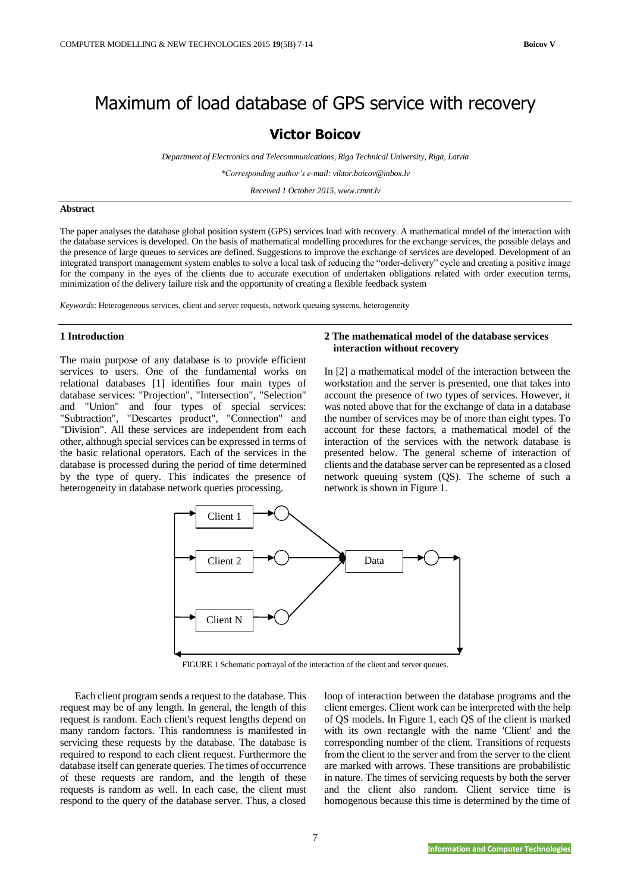# Maximum of load database of GPS service with recovery

## Victor Boicov

*Department of Electronics and Telecommunications, Riga Technical University, Riga, Latvia*

*\*Corresponding author's e-mail: viktor.boicov@inbox.lv*

*Received 1 October 2015, www.cmnt.lv*

**Abstract**

The paper analyses the database global position system (GPS) services load with recovery. A mathematical model of the interaction with the database services is developed. On the basis of mathematical modelling procedures for the exchange services, the possible delays and the presence of large queues to services are defined. Suggestions to improve the exchange of services are developed. Development of an integrated transport management system enables to solve a local task of reducing the "order-delivery" cycle and creating a positive image for the company in the eyes of the clients due to accurate execution of undertaken obligations related with order execution terms, minimization of the delivery failure risk and the opportunity of creating a flexible feedback system

*Keywords*: Heterogeneous services, client and server requests, network queuing systems, heterogeneity

## 1 Introduction

The main purpose of any database is to provide efficient services to users. One of the fundamental works on relational databases [1] identifies four main types of database services: "Projection", "Intersection", "Selection" and "Union" and four types of special services: "Subtraction", "Descartes product", "Connection" and "Division". All these services are independent from each other, although special services can be expressed in terms of the basic relational operators. Each of the services in the database is processed during the period of time determined by the type of query. This indicates the presence of heterogeneity in database network queries processing.

## 2 The mathematical model of the database services interaction without recovery

In [2] a mathematical model of the interaction between the workstation and the server is presented, one that takes into account the presence of two types of services. However, it was noted above that for the exchange of data in a database the number of services may be of more than eight types. To account for these factors, a mathematical model of the interaction of the services with the network database is presented below. The general scheme of interaction of clients and the database server can be represented as a closed network queuing system (QS). The scheme of such a network is shown in Figure 1.

FIGURE 1 Schematic portrayal of the interaction of the client and server queues.

Each client program sends a request to the database. This request may be of any length. In general, the length of this request is random. Each client's request lengths depend on many random factors. This randomness is manifested in servicing these requests by the database. The database is required to respond to each client request. Furthermore the database itself can generate queries. The times of occurrence of these requests are random, and the length of these requests is random as well. In each case, the client must respond to the query of the database server. Thus, a closed loop of interaction between the database programs and the client emerges. Client work can be interpreted with the help of QS models. In Figure 1, each QS of the client is marked with its own rectangle with the name 'Client' and the corresponding number of the client. Transitions of requests from the client to the server and from the server to the client are marked with arrows. These transitions are probabilistic in nature. The times of servicing requests by both the server and the client also random. Client service time is homogenous because this time is determined by the time of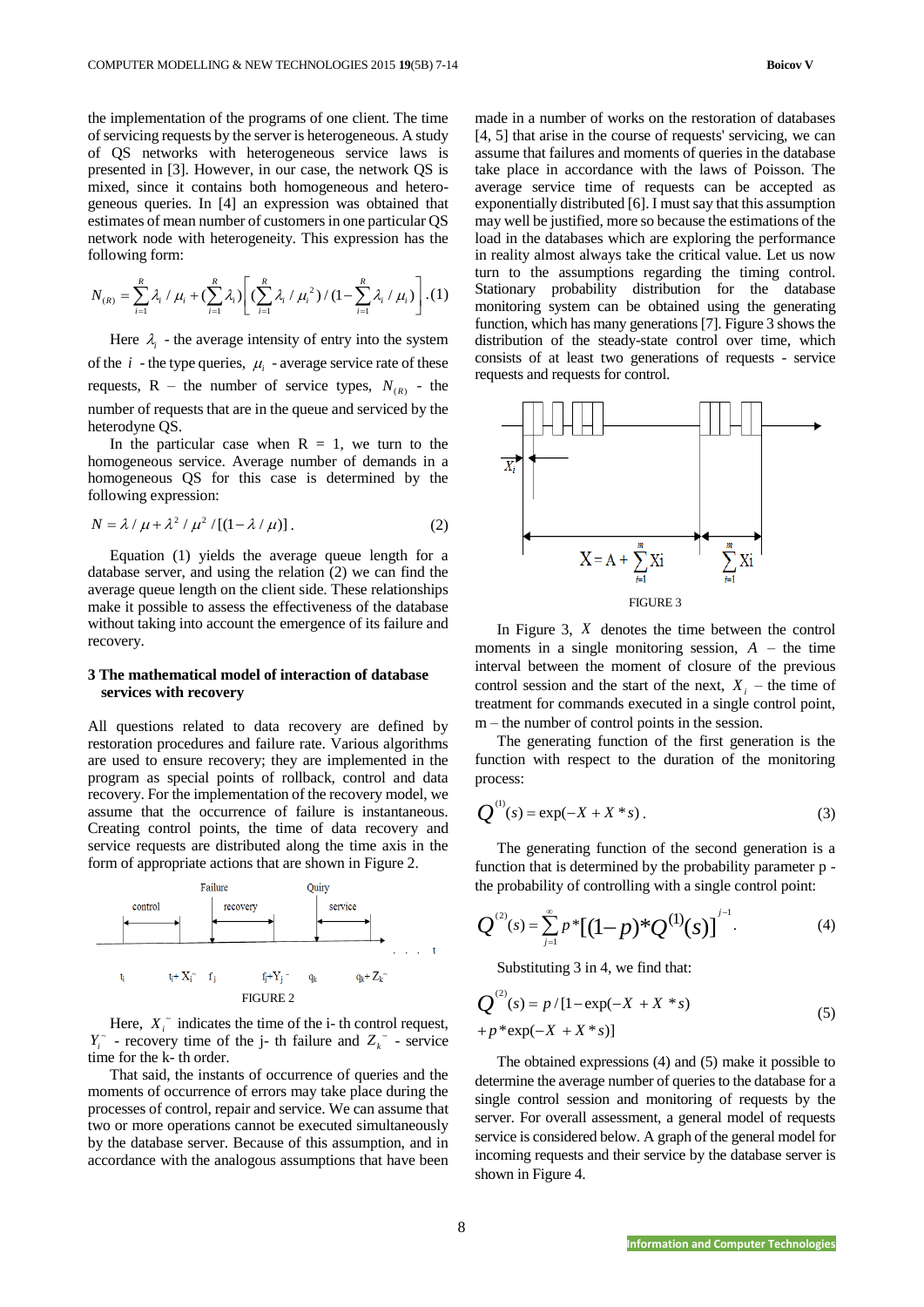the implementation of the programs of one client. The time of servicing requests by the server is heterogeneous. A study of QS networks with heterogeneous service laws is presented in [3]. However, in our case, the network QS is mixed, since it contains both homogeneous and heterogeneous queries. In [4] an expression was obtained that estimates of mean number of customers in one particular QS network node with heterogeneity. This expression has the following form:

$$N_{(R)} = \sum_{i=1}^{R} \lambda_i / \mu_i + (\sum_{i=1}^{R} \lambda_i)\left[ (\sum_{i=1}^{R} \lambda_i / \mu_i^2) / (1 - \sum_{i=1}^{R} \lambda_i / \mu_i) \right]. \quad (1)$$

Here $\lambda_i$ - the average intensity of entry into the system of the $i$ - the type queries, $\mu_i$ - average service rate of these requests, R – the number of service types, $N_{(R)}$ - the number of requests that are in the queue and serviced by the heterodyne QS.

In the particular case when R = 1, we turn to the homogeneous service. Average number of demands in a homogeneous QS for this case is determined by the following expression:

$$N = \lambda / \mu + \lambda^2 / \mu^2 / [(1 - \lambda / \mu)]. \quad (2)$$

Equation (1) yields the average queue length for a database server, and using the relation (2) we can find the average queue length on the client side. These relationships make it possible to assess the effectiveness of the database without taking into account the emergence of its failure and recovery.

## 3 The mathematical model of interaction of database services with recovery

All questions related to data recovery are defined by restoration procedures and failure rate. Various algorithms are used to ensure recovery; they are implemented in the program as special points of rollback, control and data recovery. For the implementation of the recovery model, we assume that the occurrence of failure is instantaneous. Creating control points, the time of data recovery and service requests are distributed along the time axis in the form of appropriate actions that are shown in Figure 2.

FIGURE 2

Here, $X_i^{\sim}$ indicates the time of the i- th control request, $Y_i^{\sim}$ - recovery time of the j- th failure and $Z_k^{\sim}$ - service time for the k- th order.

That said, the instants of occurrence of queries and the moments of occurrence of errors may take place during the processes of control, repair and service. We can assume that two or more operations cannot be executed simultaneously by the database server. Because of this assumption, and in accordance with the analogous assumptions that have been made in a number of works on the restoration of databases [4, 5] that arise in the course of requests' servicing, we can assume that failures and moments of queries in the database take place in accordance with the laws of Poisson. The average service time of requests can be accepted as exponentially distributed [6]. I must say that this assumption may well be justified, more so because the estimations of the load in the databases which are exploring the performance in reality almost always take the critical value. Let us now turn to the assumptions regarding the timing control. Stationary probability distribution for the database monitoring system can be obtained using the generating function, which has many generations [7]. Figure 3 shows the distribution of the steady-state control over time, which consists of at least two generations of requests - service requests and requests for control.

FIGURE 3

In Figure 3, $X$ denotes the time between the control moments in a single monitoring session, $A$ – the time interval between the moment of closure of the previous control session and the start of the next, $X_i$ – the time of treatment for commands executed in a single control point, m – the number of control points in the session.

The generating function of the first generation is the function with respect to the duration of the monitoring process:

$$Q^{(1)}(s) = \exp(-X + X * s). \quad (3)$$

The generating function of the second generation is a function that is determined by the probability parameter p - the probability of controlling with a single control point:

$$Q^{(2)}(s) = \sum_{j=1}^{\infty} p * [(1-p) * Q^{(1)}(s)]^{j-1}. \quad (4)$$

Substituting 3 in 4, we find that:

$$Q^{(2)}(s) = p / [1 - \exp(-X + X * s) + p * \exp(-X + X * s)] \quad (5)$$

The obtained expressions (4) and (5) make it possible to determine the average number of queries to the database for a single control session and monitoring of requests by the server. For overall assessment, a general model of requests service is considered below. A graph of the general model for incoming requests and their service by the database server is shown in Figure 4.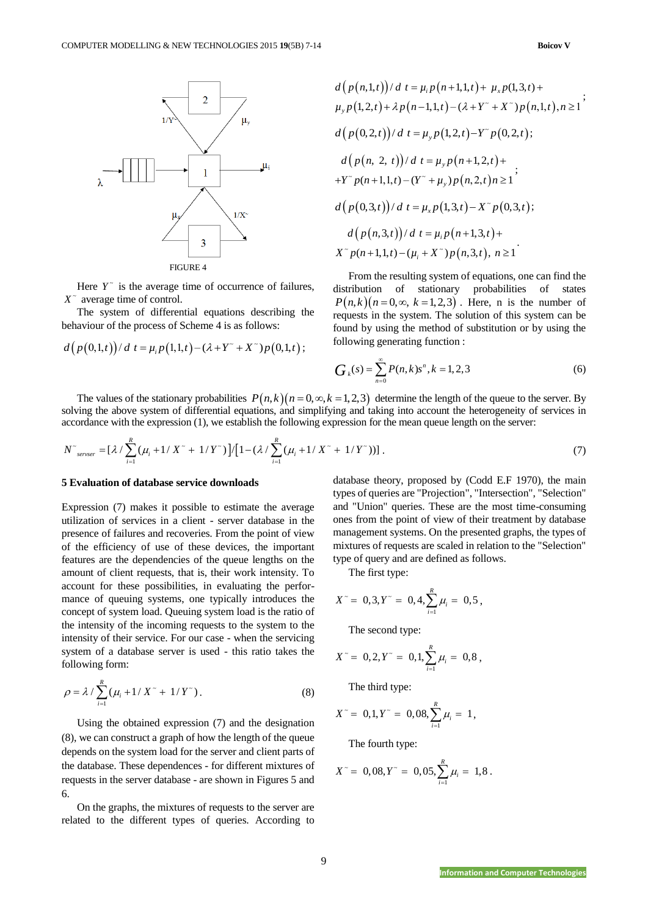FIGURE 4

Here $Y^{\sim}$ is the average time of occurrence of failures, $X^{\sim}$ average time of control.

The system of differential equations describing the behaviour of the process of Scheme 4 is as follows:

$$d\left(p(0,1,t)\right)/d\ t = \mu_i p(1,1,t) - (\lambda + Y^{\sim} + X^{\sim})p(0,1,t);$$

$$d\left(p(n,1,t)\right)/d\ t = \mu_i p(n+1,1,t) + \mu_x p(1,3,t) + \mu_y p(1,2,t) + \lambda p(n-1,1,t) - (\lambda + Y^{\sim} + X^{\sim})p(n,1,t), n \geq 1;$$

$$d\left(p(0,2,t)\right)/d\ t = \mu_y p(1,2,t) - Y^{\sim} p(0,2,t);$$

$$d\left(p(n,\ 2,\ t)\right)/d\ t = \mu_y p(n+1,2,t) + Y^{\sim} p(n+1,1,t) - (Y^{\sim} + \mu_y)p(n,2,t) n \geq 1;$$

$$d\left(p(0,3,t)\right)/d\ t = \mu_x p(1,3,t) - X^{\sim} p(0,3,t);$$

$$d\left(p(n,3,t)\right)/d\ t = \mu_i p(n+1,3,t) + X^{\sim} p(n+1,1,t) - (\mu_i + X^{\sim})p(n,3,t),\ n \geq 1.$$

From the resulting system of equations, one can find the distribution of stationary probabilities of states $P(n,k)(n = 0,\infty,\ k = 1,2,3)$. Here, n is the number of requests in the system. The solution of this system can be found by using the method of substitution or by using the following generating function :

$$G_k(s) = \sum_{n=0}^{\infty} P(n,k)s^n, k = 1,2,3 \tag{6}$$

The values of the stationary probabilities $P(n,k)(n = 0,\infty, k = 1,2,3)$ determine the length of the queue to the server. By solving the above system of differential equations, and simplifying and taking into account the heterogeneity of services in accordance with the expression (1), we establish the following expression for the mean queue length on the server:

$$N^{\sim}_{servser} = [\lambda / \sum_{i=1}^{R} (\mu_i + 1/X^{\sim} + 1/Y^{\sim})] / [1 - (\lambda / \sum_{i=1}^{R} (\mu_i + 1/X^{\sim} + 1/Y^{\sim}))]. \tag{7}$$

## 5 Evaluation of database service downloads

Expression (7) makes it possible to estimate the average utilization of services in a client - server database in the presence of failures and recoveries. From the point of view of the efficiency of use of these devices, the important features are the dependencies of the queue lengths on the amount of client requests, that is, their work intensity. To account for these possibilities, in evaluating the performance of queuing systems, one typically introduces the concept of system load. Queuing system load is the ratio of the intensity of the incoming requests to the system to the intensity of their service. For our case - when the servicing system of a database server is used - this ratio takes the following form:

$$\rho = \lambda / \sum_{i=1}^{R} (\mu_i + 1/X^{\sim} + 1/Y^{\sim}). \tag{8}$$

Using the obtained expression (7) and the designation (8), we can construct a graph of how the length of the queue depends on the system load for the server and client parts of the database. These dependences - for different mixtures of requests in the server database - are shown in Figures 5 and 6.

On the graphs, the mixtures of requests to the server are related to the different types of queries. According to database theory, proposed by (Codd E.F 1970), the main types of queries are "Projection", "Intersection", "Selection" and "Union" queries. These are the most time-consuming ones from the point of view of their treatment by database management systems. On the presented graphs, the types of mixtures of requests are scaled in relation to the "Selection" type of query and are defined as follows.

The first type:

$$X^{\sim} = 0{,}3, Y^{\sim} = 0{,}4, \sum_{i=1}^{R} \mu_i = 0{,}5,$$

The second type:

$$X^{\sim} = 0{,}2, Y^{\sim} = 0{,}1, \sum_{i=1}^{R} \mu_i = 0{,}8,$$

The third type:

$$X^{\sim} = 0{,}1, Y^{\sim} = 0{,}08, \sum_{i=1}^{R} \mu_i = 1,$$

The fourth type:

$$X^{\sim} = 0{,}08, Y^{\sim} = 0{,}05, \sum_{i=1}^{R} \mu_i = 1{,}8.$$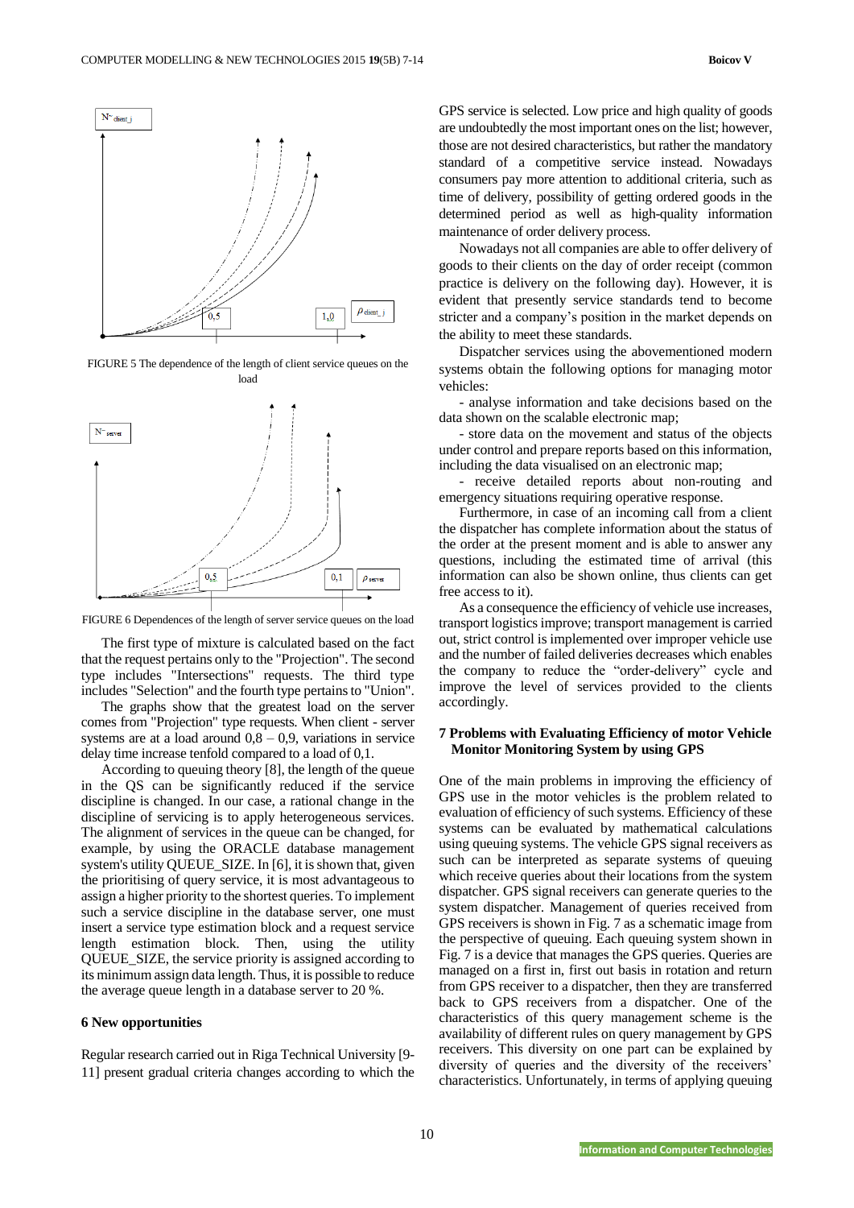FIGURE 5 The dependence of the length of client service queues on the load

FIGURE 6 Dependences of the length of server service queues on the load

The first type of mixture is calculated based on the fact that the request pertains only to the "Projection". The second type includes "Intersections" requests. The third type includes "Selection" and the fourth type pertains to "Union".

The graphs show that the greatest load on the server comes from "Projection" type requests. When client - server systems are at a load around 0,8 – 0,9, variations in service delay time increase tenfold compared to a load of 0,1.

According to queuing theory [8], the length of the queue in the QS can be significantly reduced if the service discipline is changed. In our case, a rational change in the discipline of servicing is to apply heterogeneous services. The alignment of services in the queue can be changed, for example, by using the ORACLE database management system's utility QUEUE_SIZE. In [6], it is shown that, given the prioritising of query service, it is most advantageous to assign a higher priority to the shortest queries. To implement such a service discipline in the database server, one must insert a service type estimation block and a request service length estimation block. Then, using the utility QUEUE_SIZE, the service priority is assigned according to its minimum assign data length. Thus, it is possible to reduce the average queue length in a database server to 20 %.

## 6 New opportunities

Regular research carried out in Riga Technical University [9-11] present gradual criteria changes according to which the GPS service is selected. Low price and high quality of goods are undoubtedly the most important ones on the list; however, those are not desired characteristics, but rather the mandatory standard of a competitive service instead. Nowadays consumers pay more attention to additional criteria, such as time of delivery, possibility of getting ordered goods in the determined period as well as high-quality information maintenance of order delivery process.

Nowadays not all companies are able to offer delivery of goods to their clients on the day of order receipt (common practice is delivery on the following day). However, it is evident that presently service standards tend to become stricter and a company's position in the market depends on the ability to meet these standards.

Dispatcher services using the abovementioned modern systems obtain the following options for managing motor vehicles:

- analyse information and take decisions based on the data shown on the scalable electronic map;
- store data on the movement and status of the objects under control and prepare reports based on this information, including the data visualised on an electronic map;
- receive detailed reports about non-routing and emergency situations requiring operative response.

Furthermore, in case of an incoming call from a client the dispatcher has complete information about the status of the order at the present moment and is able to answer any questions, including the estimated time of arrival (this information can also be shown online, thus clients can get free access to it).

As a consequence the efficiency of vehicle use increases, transport logistics improve; transport management is carried out, strict control is implemented over improper vehicle use and the number of failed deliveries decreases which enables the company to reduce the "order-delivery" cycle and improve the level of services provided to the clients accordingly.

## 7 Problems with Evaluating Efficiency of motor Vehicle Monitor Monitoring System by using GPS

One of the main problems in improving the efficiency of GPS use in the motor vehicles is the problem related to evaluation of efficiency of such systems. Efficiency of these systems can be evaluated by mathematical calculations using queuing systems. The vehicle GPS signal receivers as such can be interpreted as separate systems of queuing which receive queries about their locations from the system dispatcher. GPS signal receivers can generate queries to the system dispatcher. Management of queries received from GPS receivers is shown in Fig. 7 as a schematic image from the perspective of queuing. Each queuing system shown in Fig. 7 is a device that manages the GPS queries. Queries are managed on a first in, first out basis in rotation and return from GPS receiver to a dispatcher, then they are transferred back to GPS receivers from a dispatcher. One of the characteristics of this query management scheme is the availability of different rules on query management by GPS receivers. This diversity on one part can be explained by diversity of queries and the diversity of the receivers' characteristics. Unfortunately, in terms of applying queuing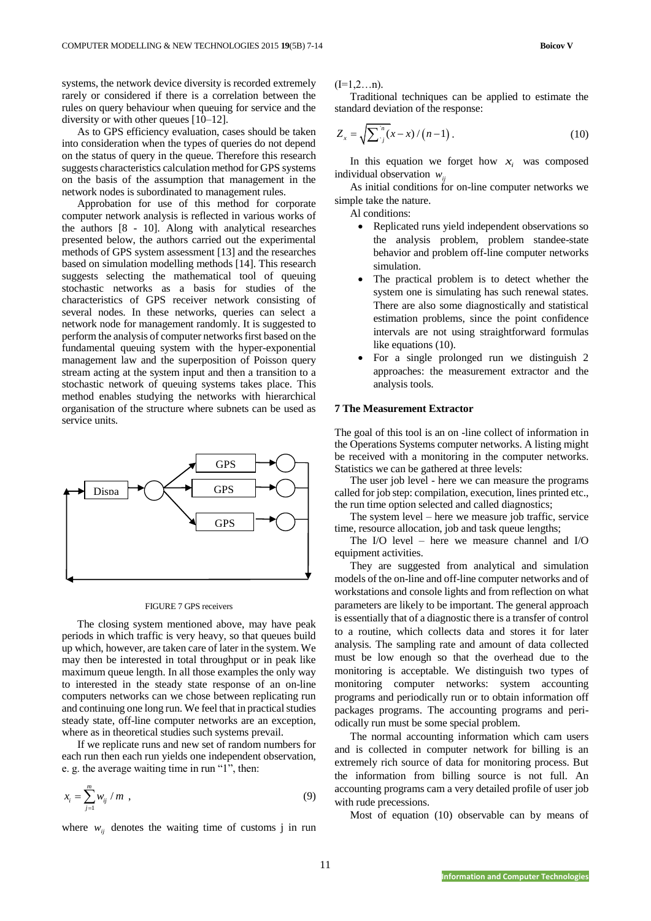systems, the network device diversity is recorded extremely rarely or considered if there is a correlation between the rules on query behaviour when queuing for service and the diversity or with other queues [10–12].

As to GPS efficiency evaluation, cases should be taken into consideration when the types of queries do not depend on the status of query in the queue. Therefore this research suggests characteristics calculation method for GPS systems on the basis of the assumption that management in the network nodes is subordinated to management rules.

Approbation for use of this method for corporate computer network analysis is reflected in various works of the authors [8 - 10]. Along with analytical researches presented below, the authors carried out the experimental methods of GPS system assessment [13] and the researches based on simulation modelling methods [14]. This research suggests selecting the mathematical tool of queuing stochastic networks as a basis for studies of the characteristics of GPS receiver network consisting of several nodes. In these networks, queries can select a network node for management randomly. It is suggested to perform the analysis of computer networks first based on the fundamental queuing system with the hyper-exponential management law and the superposition of Poisson query stream acting at the system input and then a transition to a stochastic network of queuing systems takes place. This method enables studying the networks with hierarchical organisation of the structure where subnets can be used as service units.

FIGURE 7 GPS receivers

The closing system mentioned above, may have peak periods in which traffic is very heavy, so that queues build up which, however, are taken care of later in the system. We may then be interested in total throughput or in peak like maximum queue length. In all those examples the only way to interested in the steady state response of an on-line computers networks can we chose between replicating run and continuing one long run. We feel that in practical studies steady state, off-line computer networks are an exception, where as in theoretical studies such systems prevail.

If we replicate runs and new set of random numbers for each run then each run yields one independent observation, e. g. the average waiting time in run "1", then:

$$x_i = \sum_{j=1}^{m} w_{ij} / m \ , \tag{9}$$

where $w_{ij}$ denotes the waiting time of customs j in run (I=1,2…n).

Traditional techniques can be applied to estimate the standard deviation of the response:

$$Z_x = \sqrt{\sum_{j}^{n} (x - x) / (n-1)} \, . \tag{10}$$

In this equation we forget how $x_i$ was composed individual observation $w_{ij}$

As initial conditions for on-line computer networks we simple take the nature.

Al conditions:

- Replicated runs yield independent observations so the analysis problem, problem standee-state behavior and problem off-line computer networks simulation.
- The practical problem is to detect whether the system one is simulating has such renewal states. There are also some diagnostically and statistical estimation problems, since the point confidence intervals are not using straightforward formulas like equations (10).
- For a single prolonged run we distinguish 2 approaches: the measurement extractor and the analysis tools.

### 7 The Measurement Extractor

The goal of this tool is an on -line collect of information in the Operations Systems computer networks. A listing might be received with a monitoring in the computer networks. Statistics we can be gathered at three levels:

The user job level - here we can measure the programs called for job step: compilation, execution, lines printed etc., the run time option selected and called diagnostics;

The system level – here we measure job traffic, service time, resource allocation, job and task queue lengths;

The I/O level – here we measure channel and I/O equipment activities.

They are suggested from analytical and simulation models of the on-line and off-line computer networks and of workstations and console lights and from reflection on what parameters are likely to be important. The general approach is essentially that of a diagnostic there is a transfer of control to a routine, which collects data and stores it for later analysis. The sampling rate and amount of data collected must be low enough so that the overhead due to the monitoring is acceptable. We distinguish two types of monitoring computer networks: system accounting programs and periodically run or to obtain information off packages programs. The accounting programs and periodically run must be some special problem.

The normal accounting information which cam users and is collected in computer network for billing is an extremely rich source of data for monitoring process. But the information from billing source is not full. An accounting programs cam a very detailed profile of user job with rude precessions.

Most of equation (10) observable can by means of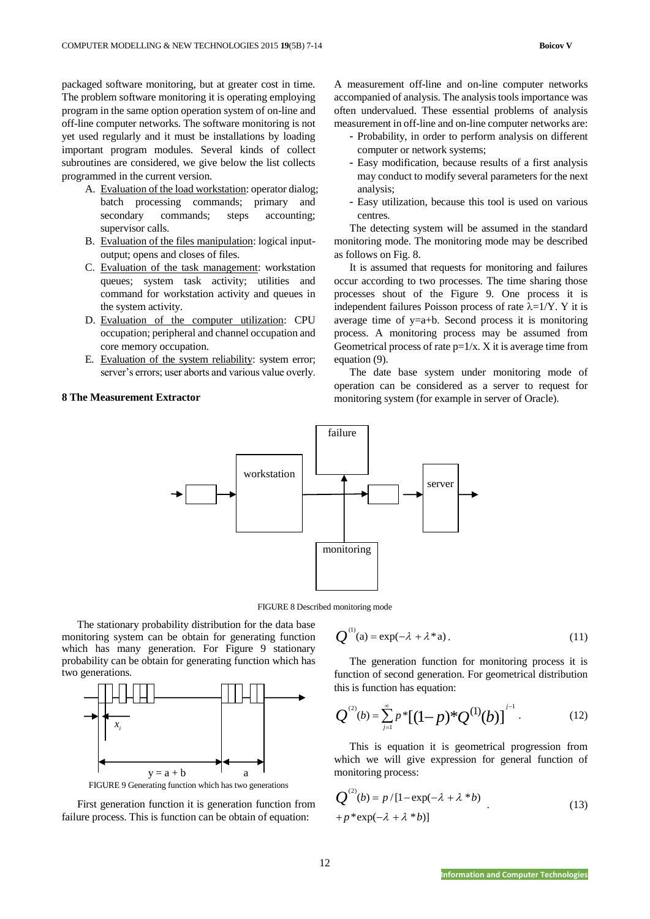packaged software monitoring, but at greater cost in time. The problem software monitoring it is operating employing program in the same option operation system of on-line and off-line computer networks. The software monitoring is not yet used regularly and it must be installations by loading important program modules. Several kinds of collect subroutines are considered, we give below the list collects programmed in the current version.

A. Evaluation of the load workstation: operator dialog; batch processing commands; primary and secondary commands; steps accounting; supervisor calls.
B. Evaluation of the files manipulation: logical input-output; opens and closes of files.
C. Evaluation of the task management: workstation queues; system task activity; utilities and command for workstation activity and queues in the system activity.
D. Evaluation of the computer utilization: CPU occupation; peripheral and channel occupation and core memory occupation.
E. Evaluation of the system reliability: system error; server's errors; user aborts and various value overly.

## 8 The Measurement Extractor

A measurement off-line and on-line computer networks accompanied of analysis. The analysis tools importance was often undervalued. These essential problems of analysis measurement in off-line and on-line computer networks are:

- Probability, in order to perform analysis on different computer or network systems;
- Easy modification, because results of a first analysis may conduct to modify several parameters for the next analysis;
- Easy utilization, because this tool is used on various centres.

The detecting system will be assumed in the standard monitoring mode. The monitoring mode may be described as follows on Fig. 8.

It is assumed that requests for monitoring and failures occur according to two processes. The time sharing those processes shout of the Figure 9. One process it is independent failures Poisson process of rate $\lambda=1/Y$. Y it is average time of y=a+b. Second process it is monitoring process. A monitoring process may be assumed from Geometrical process of rate $p=1/x$. X it is average time from equation (9).

The date base system under monitoring mode of operation can be considered as a server to request for monitoring system (for example in server of Oracle).

FIGURE 8 Described monitoring mode

The stationary probability distribution for the data base monitoring system can be obtain for generating function which has many generation. For Figure 9 stationary probability can be obtain for generating function which has two generations.

FIGURE 9 Generating function which has two generations

First generation function it is generation function from failure process. This is function can be obtain of equation:

$$Q^{(1)}(a) = \exp(-\lambda + \lambda * a). \tag{11}$$

The generation function for monitoring process it is function of second generation. For geometrical distribution this is function has equation:

$$Q^{(2)}(b) = \sum_{j=1}^{\infty} p * [(1-p) * Q^{(1)}(b)]^{j-1}. \tag{12}$$

This is equation it is geometrical progression from which we will give expression for general function of monitoring process:

$$Q^{(2)}(b) = p / [1 - \exp(-\lambda + \lambda * b) + p * \exp(-\lambda + \lambda * b)]. \tag{13}$$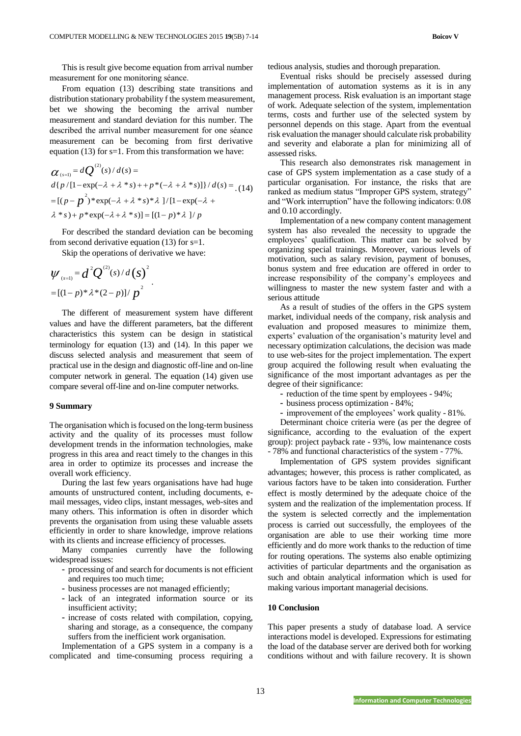This is result give become equation from arrival number measurement for one monitoring séance.

From equation (13) describing state transitions and distribution stationary probability f the system measurement, bet we showing the becoming the arrival number measurement and standard deviation for this number. The described the arrival number measurement for one séance measurement can be becoming from first derivative equation (13) for s=1. From this transformation we have:

$$\alpha_{(s=1)} = dQ^{(2)}(s)/d(s) =$$
$$d\{p/[1-\exp(-\lambda+\lambda*s)++p*(-\lambda+\lambda*s)]\}/d(s) = \quad (14)$$
$$=[(p-p^{2})*\exp(-\lambda+\lambda*s)*\lambda]/[1-\exp(-\lambda+$$
$$\lambda*s)+p*\exp(-\lambda+\lambda*s)] = [(1-p)*\lambda]/p$$

For described the standard deviation can be becoming from second derivative equation (13) for s=1.

Skip the operations of derivative we have:

$$\psi_{(s=1)} = d^{2}Q^{(2)}(s)/d(s)^{2}$$
$$=[(1-p)*\lambda*(2-p)]/p^{2} .$$

The different of measurement system have different values and have the different parameters, bat the different characteristics this system can be design in statistical terminology for equation (13) and (14). In this paper we discuss selected analysis and measurement that seem of practical use in the design and diagnostic off-line and on-line computer network in general. The equation (14) given use compare several off-line and on-line computer networks.

## 9 Summary

The organisation which is focused on the long-term business activity and the quality of its processes must follow development trends in the information technologies, make progress in this area and react timely to the changes in this area in order to optimize its processes and increase the overall work efficiency.

During the last few years organisations have had huge amounts of unstructured content, including documents, e-mail messages, video clips, instant messages, web-sites and many others. This information is often in disorder which prevents the organisation from using these valuable assets efficiently in order to share knowledge, improve relations with its clients and increase efficiency of processes.

Many companies currently have the following widespread issues:

- processing of and search for documents is not efficient and requires too much time;
- business processes are not managed efficiently;
- lack of an integrated information source or its insufficient activity;
- increase of costs related with compilation, copying, sharing and storage, as a consequence, the company suffers from the inefficient work organisation.

Implementation of a GPS system in a company is a complicated and time-consuming process requiring a tedious analysis, studies and thorough preparation.

Eventual risks should be precisely assessed during implementation of automation systems as it is in any management process. Risk evaluation is an important stage of work. Adequate selection of the system, implementation terms, costs and further use of the selected system by personnel depends on this stage. Apart from the eventual risk evaluation the manager should calculate risk probability and severity and elaborate a plan for minimizing all of assessed risks.

This research also demonstrates risk management in case of GPS system implementation as a case study of a particular organisation. For instance, the risks that are ranked as medium status "Improper GPS system, strategy" and "Work interruption" have the following indicators: 0.08 and 0.10 accordingly.

Implementation of a new company content management system has also revealed the necessity to upgrade the employees' qualification. This matter can be solved by organizing special trainings. Moreover, various levels of motivation, such as salary revision, payment of bonuses, bonus system and free education are offered in order to increase responsibility of the company's employees and willingness to master the new system faster and with a serious attitude

As a result of studies of the offers in the GPS system market, individual needs of the company, risk analysis and evaluation and proposed measures to minimize them, experts' evaluation of the organisation's maturity level and necessary optimization calculations, the decision was made to use web-sites for the project implementation. The expert group acquired the following result when evaluating the significance of the most important advantages as per the degree of their significance:

- reduction of the time spent by employees - 94%;
- business process optimization - 84%;
- improvement of the employees' work quality - 81%.

Determinant choice criteria were (as per the degree of significance, according to the evaluation of the expert group): project payback rate - 93%, low maintenance costs - 78% and functional characteristics of the system - 77%.

Implementation of GPS system provides significant advantages; however, this process is rather complicated, as various factors have to be taken into consideration. Further effect is mostly determined by the adequate choice of the system and the realization of the implementation process. If the system is selected correctly and the implementation process is carried out successfully, the employees of the organisation are able to use their working time more efficiently and do more work thanks to the reduction of time for routing operations. The systems also enable optimizing activities of particular departments and the organisation as such and obtain analytical information which is used for making various important managerial decisions.

## 10 Conclusion

This paper presents a study of database load. A service interactions model is developed. Expressions for estimating the load of the database server are derived both for working conditions without and with failure recovery. It is shown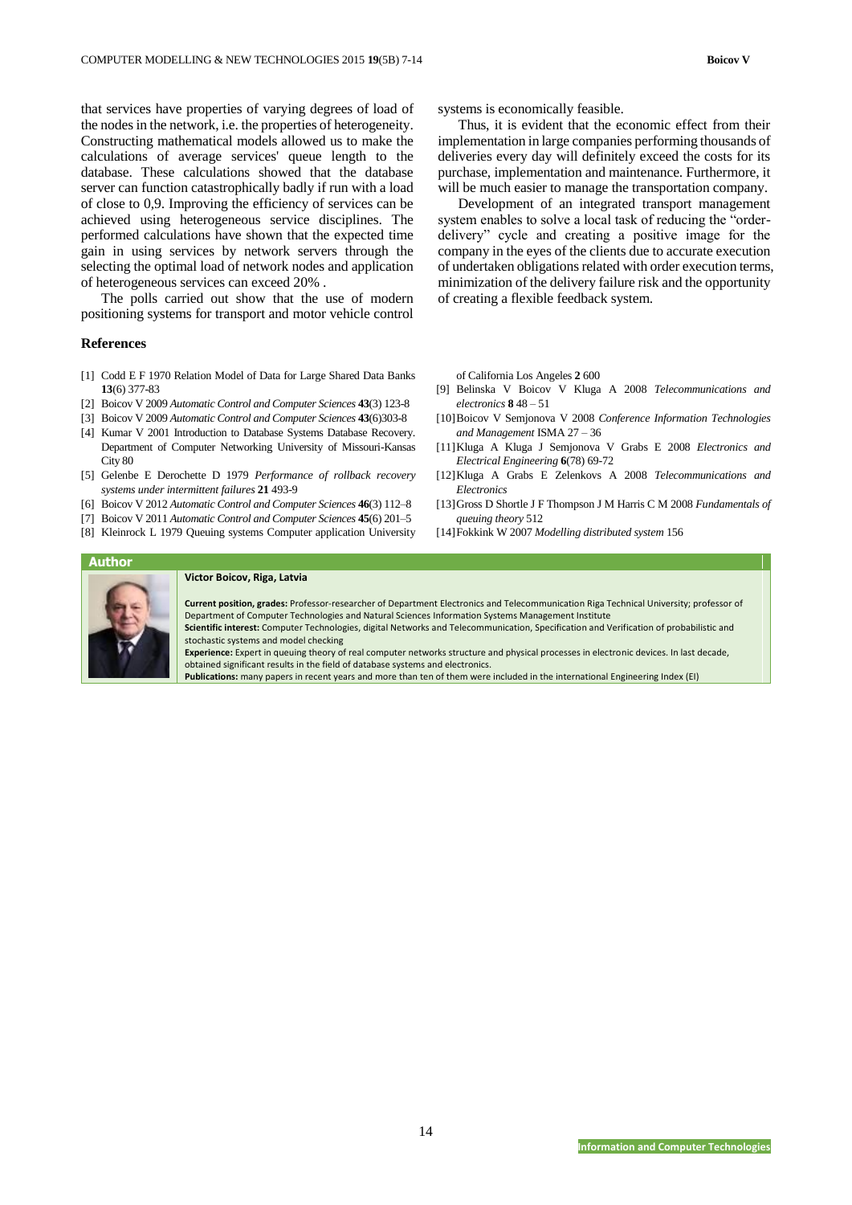that services have properties of varying degrees of load of the nodes in the network, i.e. the properties of heterogeneity. Constructing mathematical models allowed us to make the calculations of average services' queue length to the database. These calculations showed that the database server can function catastrophically badly if run with a load of close to 0,9. Improving the efficiency of services can be achieved using heterogeneous service disciplines. The performed calculations have shown that the expected time gain in using services by network servers through the selecting the optimal load of network nodes and application of heterogeneous services can exceed 20% .

The polls carried out show that the use of modern positioning systems for transport and motor vehicle control systems is economically feasible.

Thus, it is evident that the economic effect from their implementation in large companies performing thousands of deliveries every day will definitely exceed the costs for its purchase, implementation and maintenance. Furthermore, it will be much easier to manage the transportation company.

Development of an integrated transport management system enables to solve a local task of reducing the "order-delivery" cycle and creating a positive image for the company in the eyes of the clients due to accurate execution of undertaken obligations related with order execution terms, minimization of the delivery failure risk and the opportunity of creating a flexible feedback system.

## References

[1] Codd E F 1970 Relation Model of Data for Large Shared Data Banks **13**(6) 377-83

[2] Boicov V 2009 *Automatic Control and Computer Sciences* **43**(3) 123-8

[3] Boicov V 2009 *Automatic Control and Computer Sciences* **43**(6)303-8

[4] Kumar V 2001 Introduction to Database Systems Database Recovery. Department of Computer Networking University of Missouri-Kansas City 80

[5] Gelenbe E Derochette D 1979 *Performance of rollback recovery systems under intermittent failures* **21** 493-9

[6] Boicov V 2012 *Automatic Control and Computer Sciences* **46**(3) 112–8

[7] Boicov V 2011 *Automatic Control and Computer Sciences* **45**(6) 201–5

[8] Kleinrock L 1979 Queuing systems Computer application University of California Los Angeles **2** 600

[9] Belinska V Boicov V Kluga A 2008 *Telecommunications and electronics* **8** 48 – 51

[10] Boicov V Semjonova V 2008 *Conference Information Technologies and Management* ISMA 27 – 36

[11] Kluga A Kluga J Semjonova V Grabs E 2008 *Electronics and Electrical Engineering* **6**(78) 69-72

[12] Kluga A Grabs E Zelenkovs A 2008 *Telecommunications and Electronics*

[13] Gross D Shortle J F Thompson J M Harris C M 2008 *Fundamentals of queuing theory* 512

[14] Fokkink W 2007 *Modelling distributed system* 156

## Author

**Victor Boicov, Riga, Latvia**

**Current position, grades:** Professor-researcher of Department Electronics and Telecommunication Riga Technical University; professor of Department of Computer Technologies and Natural Sciences Information Systems Management Institute

**Scientific interest:** Computer Technologies, digital Networks and Telecommunication, Specification and Verification of probabilistic and stochastic systems and model checking

**Experience:** Expert in queuing theory of real computer networks structure and physical processes in electronic devices. In last decade, obtained significant results in the field of database systems and electronics.

**Publications:** many papers in recent years and more than ten of them were included in the international Engineering Index (EI)